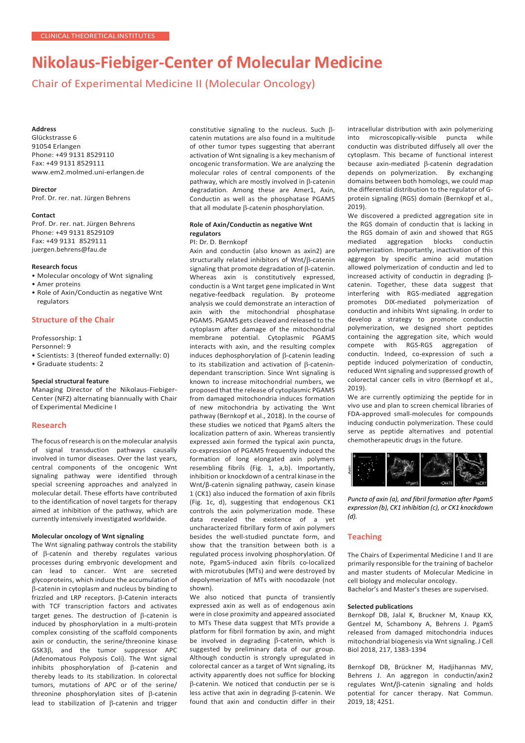CLINICAL THEORETICAL INSTITUTES

# Nikolaus-Fiebiger-Center of Molecular Medicine

## Chair of Experimental Medicine II (Molecular Oncology)

**Address**
Glückstrasse 6
91054 Erlangen
Phone: +49 9131 8529110
Fax: +49 9131 8529111
www.em2.molmed.uni-erlangen.de

**Director**
Prof. Dr. rer. nat. Jürgen Behrens

**Contact**
Prof. Dr. rer. nat. Jürgen Behrens
Phone: +49 9131 8529109
Fax: +49 9131 8529111
juergen.behrens@fau.de

**Research focus**

- Molecular oncology of Wnt signaling
- Amer proteins
- Role of Axin/Conductin as negative Wnt regulators

### Structure of the Chair

Professorship: 1
Personnel: 9

- Scientists: 3 (thereof funded externally: 0)
- Graduate students: 2

**Special structural feature**
Managing Director of the Nikolaus-Fiebiger-Center (NFZ) alternating biannually with Chair of Experimental Medicine I

### Research

The focus of research is on the molecular analysis of signal transduction pathways causally involved in tumor diseases. Over the last years, central components of the oncogenic Wnt signaling pathway were identified through special screening approaches and analyzed in molecular detail. These efforts have contributed to the identification of novel targets for therapy aimed at inhibition of the pathway, which are currently intensively investigated worldwide.

**Molecular oncology of Wnt signaling**

The Wnt signaling pathway controls the stability of β-catenin and thereby regulates various processes during embryonic development and can lead to cancer. Wnt are secreted glycoproteins, which induce the accumulation of β-catenin in cytoplasm and nucleus by binding to frizzled and LRP receptors. β-Catenin interacts with TCF transcription factors and activates target genes. The destruction of β-catenin is induced by phosphorylation in a multi-protein complex consisting of the scaffold components axin or conductin, the serine/threonine kinase GSK3β, and the tumor suppressor APC (Adenomatous Polyposis Coli). The Wnt signal inhibits phosphorylation of β-catenin and thereby leads to its stabilization. In colorectal tumors, mutations of APC or of the serine/threonine phosphorylation sites of β-catenin lead to stabilization of β-catenin and trigger constitutive signaling to the nucleus. Such β-catenin mutations are also found in a multitude of other tumor types suggesting that aberrant activation of Wnt signaling is a key mechanism of oncogenic transformation. We are analyzing the molecular roles of central components of the pathway, which are mostly involved in β-catenin degradation. Among these are Amer1, Axin, Conductin as well as the phosphatase PGAM5 that all modulate β-catenin phosphorylation.

**Role of Axin/Conductin as negative Wnt regulators**

PI: Dr. D. Bernkopf

Axin and conductin (also known as axin2) are structurally related inhibitors of Wnt/β-catenin signaling that promote degradation of β-catenin. Whereas axin is constitutively expressed, conductin is a Wnt target gene implicated in Wnt negative-feedback regulation. By proteome analysis we could demonstrate an interaction of axin with the mitochondrial phosphatase PGAM5. PGAM5 gets cleaved and released to the cytoplasm after damage of the mitochondrial membrane potential. Cytoplasmic PGAM5 interacts with axin, and the resulting complex induces dephosphorylation of β-catenin leading to its stabilization and activation of β-catenin-dependant transcription. Since Wnt signaling is known to increase mitochondrial numbers, we proposed that the release of cytoplasmic PGAM5 from damaged mitochondria induces formation of new mitochondria by activating the Wnt pathway (Bernkopf et al., 2018). In the course of these studies we noticed that Pgam5 alters the localization pattern of axin. Whereas transiently expressed axin formed the typical axin puncta, co-expression of PGAM5 frequently induced the formation of long elongated axin polymers resembling fibrils (Fig. 1, a,b). Importantly, inhibition or knockdown of a central kinase in the Wnt/β-catenin signaling pathway, casein kinase 1 (CK1) also induced the formation of axin fibrils (Fig. 1c, d), suggesting that endogenous CK1 controls the axin polymerization mode. These data revealed the existence of a yet uncharacterized fibrillary form of axin polymers besides the well-studied punctate form, and show that the transition between both is a regulated process involving phosphorylation. Of note, Pgam5-induced axin fibrils co-localized with microtubules (MTs) and were destroyed by depolymerization of MTs with nocodazole (not shown).

We also noticed that puncta of transiently expressed axin as well as of endogenous axin were in close proximity and appeared associated to MTs These data suggest that MTs provide a platform for fibril formation by axin, and might be involved in degrading β-catenin, which is suggested by preliminary data of our group. Although conductin is strongly upregulated in colorectal cancer as a target of Wnt signaling, its activity apparently does not suffice for blocking β-catenin. We noticed that conductin per se is less active that axin in degrading β-catenin. We found that axin and conductin differ in their intracellular distribution with axin polymerizing into microscopically-visible puncta while conductin was distributed diffusely all over the cytoplasm. This became of functional interest because axin-mediated β-catenin degradation depends on polymerization. By exchanging domains between both homologs, we could map the differential distribution to the regulator of G-protein signaling (RGS) domain (Bernkopf et al., 2019).

We discovered a predicted aggregation site in the RGS domain of conductin that is lacking in the RGS domain of axin and showed that RGS mediated aggregation blocks conductin polymerization. Importantly, inactivation of this aggregon by specific amino acid mutation allowed polymerization of conductin and led to increased activity of conductin in degrading β-catenin. Together, these data suggest that interfering with RGS-mediated aggregation promotes DIX-mediated polymerization of conductin and inhibits Wnt signaling. In order to develop a strategy to promote conductin polymerization, we designed short peptides containing the aggregation site, which would compete with RGS-RGS aggregation of conductin. Indeed, co-expression of such a peptide induced polymerization of conductin, reduced Wnt signaling and suppressed growth of colorectal cancer cells in vitro (Bernkopf et al., 2019).

We are currently optimizing the peptide for in vivo use and plan to screen chemical libraries of FDA-approved small-molecules for compounds inducing conductin polymerization. These could serve as peptide alternatives and potential chemotherapeutic drugs in the future.

a
Axin
b
+Pgam5
c
+D4476
d
+siCK1

*Puncta of axin (a), and fibril formation after Pgam5 expression (b), CK1 inhibition (c), or CK1 knockdown (d).*

### Teaching

The Chairs of Experimental Medicine I and II are primarily responsible for the training of bachelor and master students of Molecular Medicine in cell biology and molecular oncology.
Bachelor's and Master's theses are supervised.

**Selected publications**

Bernkopf DB, Jalal K, Bruckner M, Knaup KX, Gentzel M, Schambony A, Behrens J. Pgam5 released from damaged mitochondria induces mitochondrial biogenesis via Wnt signaling. J Cell Biol 2018, 217, 1383-1394

Bernkopf DB, Brückner M, Hadjihannas MV, Behrens J. An aggregon in conductin/axin2 regulates Wnt/β-catenin signaling and holds potential for cancer therapy. Nat Commun. 2019, 18; 4251.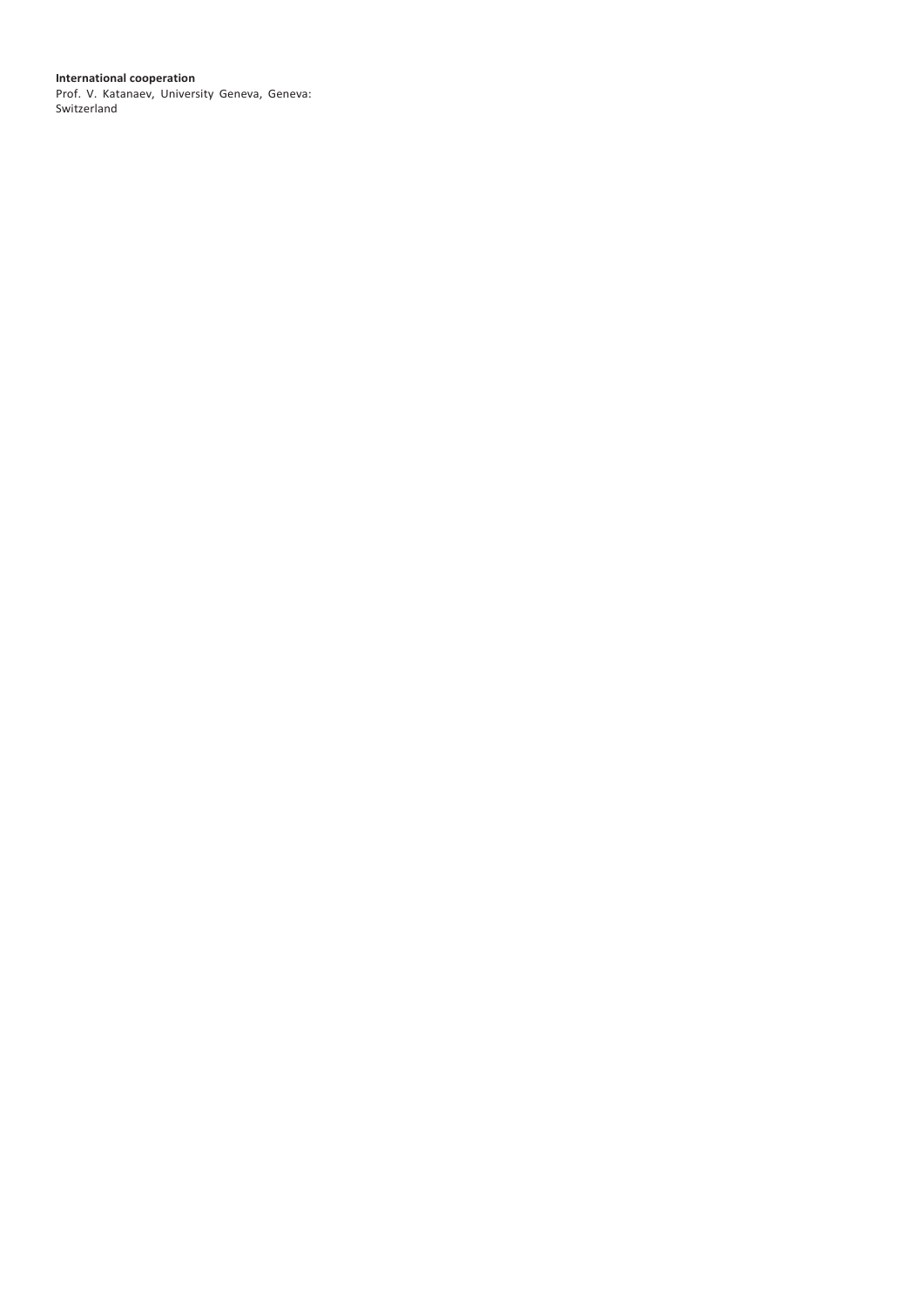**International cooperation**

Prof. V. Katanaev, University Geneva, Geneva: Switzerland